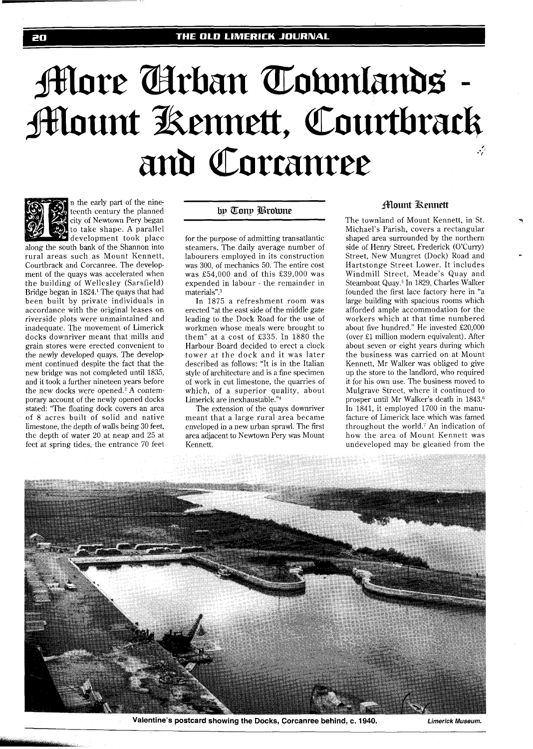# More Urban Townlands - Mount Kennett, Courtbrack and Corcanree

by Tony Browne

In the early part of the nineteenth century the planned city of Newtown Pery began to take shape. A parallel development took place along the south bank of the Shannon into rural areas such as Mount Kennett, Courtbrack and Corcanree. The development of the quays was accelerated when the building of Wellesley (Sarsfield) Bridge began in 1824.[1] The quays that had been built by private individuals in accordance with the original leases on riverside plots were unmaintained and inadequate. The movement of Limerick docks downriver meant that mills and grain stores were erected convenient to the newly developed quays. The development continued despite the fact that the new bridge was not completed until 1835, and it took a further nineteen years before the new docks were opened.[2] A contemporary account of the newly opened docks stated: "The floating dock covers an area of 8 acres built of solid and native limestone, the depth of walls being 30 feet, the depth of water 20 at neap and 25 at feet at spring tides, the entrance 70 feet for the purpose of admitting transatlantic steamers. The daily average number of labourers employed in its construction was 300, of mechanics 50. The entire cost was £54,000 and of this £39,000 was expended in labour - the remainder in materials".[3]

In 1875 a refreshment room was erected "at the east side of the middle gate leading to the Dock Road for the use of workmen whose meals were brought to them" at a cost of £335. In 1880 the Harbour Board decided to erect a clock tower at the dock and it was later described as follows: "It is in the Italian style of architecture and is a fine specimen of work in cut limestone, the quarries of which, of a superior quality, about Limerick are inexhaustable."[4]

The extension of the quays downriver meant that a large rural area became enveloped in a new urban sprawl. The first area adjacent to Newtown Pery was Mount Kennett.

## Mount Kennett

The townland of Mount Kennett, in St. Michael's Parish, covers a rectangular shaped area surrounded by the northern side of Henry Street, Frederick (O'Curry) Street, New Mungret (Dock) Road and Hartstonge Street Lower. It includes Windmill Street, Meade's Quay and Steamboat Quay.[5] In 1829, Charles Walker founded the first lace factory here in "a large building with spacious rooms which afforded ample accommodation for the workers which at that time numbered about five hundred." He invested £20,000 (over £1 million modern equivalent). After about seven or eight years during which the business was carried on at Mount Kennett, Mr Walker was obliged to give up the store to the landlord, who required it for his own use. The business moved to Mulgrave Street, where it continued to prosper until Mr Walker's death in 1843.[6] In 1841, it employed 1700 in the manufacture of Limerick lace which was famed throughout the world.[7] An indication of how the area of Mount Kennett was undeveloped may be gleaned from the

Valentine's postcard showing the Docks, Corcanree behind, c. 1940. *Limerick Museum.*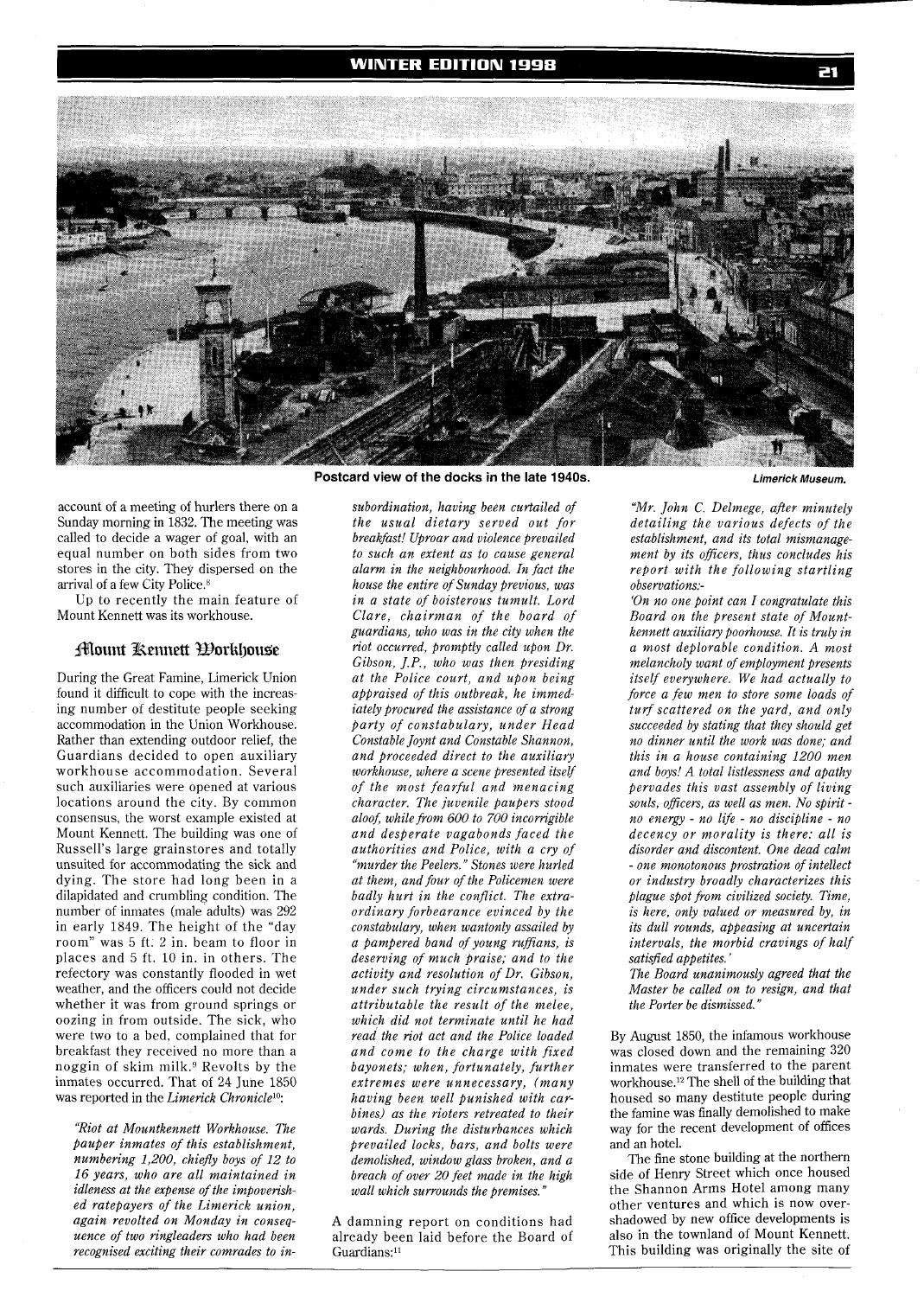Postcard view of the docks in the late 1940s. *Limerick Museum.*

account of a meeting of hurlers there on a Sunday morning in 1832. The meeting was called to decide a wager of goal, with an equal number on both sides from two stores in the city. They dispersed on the arrival of a few City Police.[8]

Up to recently the main feature of Mount Kennett was its workhouse.

## Mount Kennett Workhouse

During the Great Famine, Limerick Union found it difficult to cope with the increasing number of destitute people seeking accommodation in the Union Workhouse. Rather than extending outdoor relief, the Guardians decided to open auxiliary workhouse accommodation. Several such auxiliaries were opened at various locations around the city. By common consensus, the worst example existed at Mount Kennett. The building was one of Russell's large grainstores and totally unsuited for accommodating the sick and dying. The store had long been in a dilapidated and crumbling condition. The number of inmates (male adults) was 292 in early 1849. The height of the "day room" was 5 ft. 2 in. beam to floor in places and 5 ft. 10 in. in others. The refectory was constantly flooded in wet weather, and the officers could not decide whether it was from ground springs or oozing in from outside. The sick, who were two to a bed, complained that for breakfast they received no more than a noggin of skim milk.[9] Revolts by the inmates occurred. That of 24 June 1850 was reported in the *Limerick Chronicle*[10]:

*"Riot at Mountkennett Workhouse. The pauper inmates of this establishment, numbering 1,200, chiefly boys of 12 to 16 years, who are all maintained in idleness at the expense of the impoverished ratepayers of the Limerick union, again revolted on Monday in consequence of two ringleaders who had been recognised exciting their comrades to insubordination, having been curtailed of the usual dietary served out for breakfast! Uproar and violence prevailed to such an extent as to cause general alarm in the neighbourhood. In fact the house the entire of Sunday previous, was in a state of boisterous tumult. Lord Clare, chairman of the board of guardians, who was in the city when the riot occurred, promptly called upon Dr. Gibson, J.P., who was then presiding at the Police court, and upon being appraised of this outbreak, he immediately procured the assistance of a strong party of constabulary, under Head Constable Joynt and Constable Shannon, and proceeded direct to the auxiliary workhouse, where a scene presented itself of the most fearful and menacing character. The juvenile paupers stood aloof, while from 600 to 700 incorrigible and desperate vagabonds faced the authorities and Police, with a cry of "murder the Peelers." Stones were hurled at them, and four of the Policemen were badly hurt in the conflict. The extraordinary forbearance evinced by the constabulary, when wantonly assailed by a pampered band of young ruffians, is deserving of much praise; and to the activity and resolution of Dr. Gibson, under such trying circumstances, is attributable the result of the melee, which did not terminate until he had read the riot act and the Police loaded and come to the charge with fixed bayonets; when, fortunately, further extremes were unnecessary, (many having been well punished with carbines) as the rioters retreated to their wards. During the disturbances which prevailed locks, bars, and bolts were demolished, window glass broken, and a breach of over 20 feet made in the high wall which surrounds the premises."*

A damning report on conditions had already been laid before the Board of Guardians:[11]

*"Mr. John C. Delmege, after minutely detailing the various defects of the establishment, and its total mismanagement by its officers, thus concludes his report with the following startling observations:-*

*'On no one point can I congratulate this Board on the present state of Mountkennett auxiliary poorhouse. It is truly in a most deplorable condition. A most melancholy want of employment presents itself everywhere. We had actually to force a few men to store some loads of turf scattered on the yard, and only succeeded by stating that they should get no dinner until the work was done; and this in a house containing 1200 men and boys! A total listlessness and apathy pervades this vast assembly of living souls, officers, as well as men. No spirit - no energy - no life - no discipline - no decency or morality is there: all is disorder and discontent. One dead calm - one monotonous prostration of intellect or industry broadly characterizes this plague spot from civilized society. Time, is here, only valued or measured by, in its dull rounds, appeasing at uncertain intervals, the morbid cravings of half satisfied appetites.'*

*The Board unanimously agreed that the Master be called on to resign, and that the Porter be dismissed."*

By August 1850, the infamous workhouse was closed down and the remaining 320 inmates were transferred to the parent workhouse.[12] The shell of the building that housed so many destitute people during the famine was finally demolished to make way for the recent development of offices and an hotel.

The fine stone building at the northern side of Henry Street which once housed the Shannon Arms Hotel among many other ventures and which is now overshadowed by new office developments is also in the townland of Mount Kennett. This building was originally the site of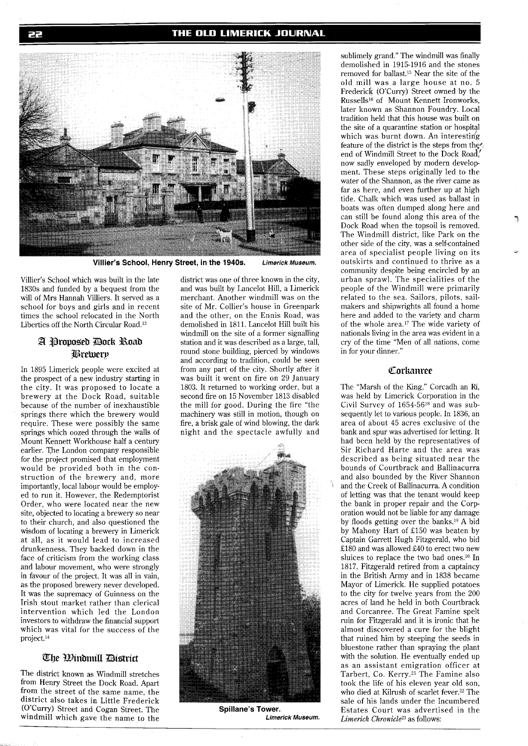Villier's School, Henry Street, in the 1940s. *Limerick Museum.*

Villier's School which was built in the late 1830s and funded by a bequest from the will of Mrs Hannah Villiers. It served as a school for boys and girls and in recent times the school relocated in the North Liberties off the North Circular Road.[13]

## A Proposed Dock Road Brewery

In 1895 Limerick people were excited at the prospect of a new industry starting in the city. It was proposed to locate a brewery at the Dock Road, suitable because of the number of inexhaustible springs there which the brewery would require. These were possibly the same springs which oozed through the walls of Mount Kennett Workhouse half a century earlier. The London company responsible for the project promised that employment would be provided both in the construction of the brewery and, more importantly, local labour would be employed to run it. However, the Redemptorist Order, who were located near the new site, objected to locating a brewery so near to their church, and also questioned the wisdom of locating a brewery in Limerick at all, as it would lead to increased drunkenness. They backed down in the face of criticism from the working class and labour movement, who were strongly in favour of the project. It was all in vain, as the proposed brewery never developed. It was the supremacy of Guinness on the Irish stout market rather than clerical intervention which led the London investors to withdraw the financial support which was vital for the success of the project.[14]

## The Windmill District

The district known as Windmill stretches from Henry Street the Dock Road. Apart from the street of the same name, the district also takes in Little Frederick (O'Curry) Street and Cogan Street. The windmill which gave the name to the district was one of three known in the city, and was built by Lancelot Hill, a Limerick merchant. Another windmill was on the site of Mr. Collier's house in Greenpark and the other, on the Ennis Road, was demolished in 1811. Lancelot Hill built his windmill on the site of a former signalling station and it was described as a large, tall, round stone building, pierced by windows and according to tradition, could be seen from any part of the city. Shortly after it was built it went on fire on 29 January 1803. It returned to working order, but a second fire on 15 November 1813 disabled the mill for good. During the fire "the machinery was still in motion, though on fire, a brisk gale of wind blowing, the dark night and the spectacle awfully and sublimely grand." The windmill was finally demolished in 1915-1916 and the stones removed for ballast.[15] Near the site of the old mill was a large house at no. 5 Frederick (O'Curry) Street owned by the Russells[16] of Mount Kennett Ironworks, later known as Shannon Foundry. Local tradition held that this house was built on the site of a quarantine station or hospital which was burnt down. An interesting feature of the district is the steps from the end of Windmill Street to the Dock Road, now sadly enveloped by modern development. These steps originally led to the water of the Shannon, as the river came as far as here, and even further up at high tide. Chalk which was used as ballast in boats was often dumped along here and can still be found along this area of the Dock Road when the topsoil is removed. The Windmill district, like Park on the other side of the city, was a self-contained area of specialist people living on its outskirts and continued to thrive as a community despite being encircled by an urban sprawl. The specialities of the people of the Windmill were primarily related to the sea. Sailors, pilots, sailmakers and shipwrights all found a home here and added to the variety and charm of the whole area.[17] The wide variety of nationals living in the area was evident in a cry of the time "Men of all nations, come in for your dinner."

Spillane's Tower. *Limerick Museum.*

## Corkanree

The "Marsh of the King," Corcadh an Rí, was held by Limerick Corporation in the Civil Survey of 1654-56[18] and was subsequently let to various people. In 1836, an area of about 45 acres exclusive of the bank and spur was advertised for letting. It had been held by the representatives of Sir Richard Harte and the area was described as being situated near the bounds of Courtbrack and Ballinacurra and also bounded by the River Shannon and the Creek of Ballinacurra. A condition of letting was that the tenant would keep the bank in proper repair and the Corporation would not be liable for any damage by floods getting over the banks.[19] A bid by Mahony Hart of £150 was beaten by Captain Garrett Hugh Fitzgerald, who bid £180 and was allowed £40 to erect two new sluices to replace the two bad ones.[20] In 1817, Fitzgerald retired from a captaincy in the British Army and in 1838 became Mayor of Limerick. He supplied potatoes to the city for twelve years from the 200 acres of land he held in both Courtbrack and Corcanree. The Great Famine spelt ruin for Fitzgerald and it is ironic that he almost discovered a cure for the blight that ruined him by steeping the seeds in bluestone rather than spraying the plant with the solution. He eventually ended up as an assistant emigration officer at Tarbert, Co. Kerry.[21] The Famine also took the life of his eleven year old son, who died at Kilrush of scarlet fever.[22] The sale of his lands under the Incumbered Estates Court was advertised in the *Limerick Chronicle*[23] as follows: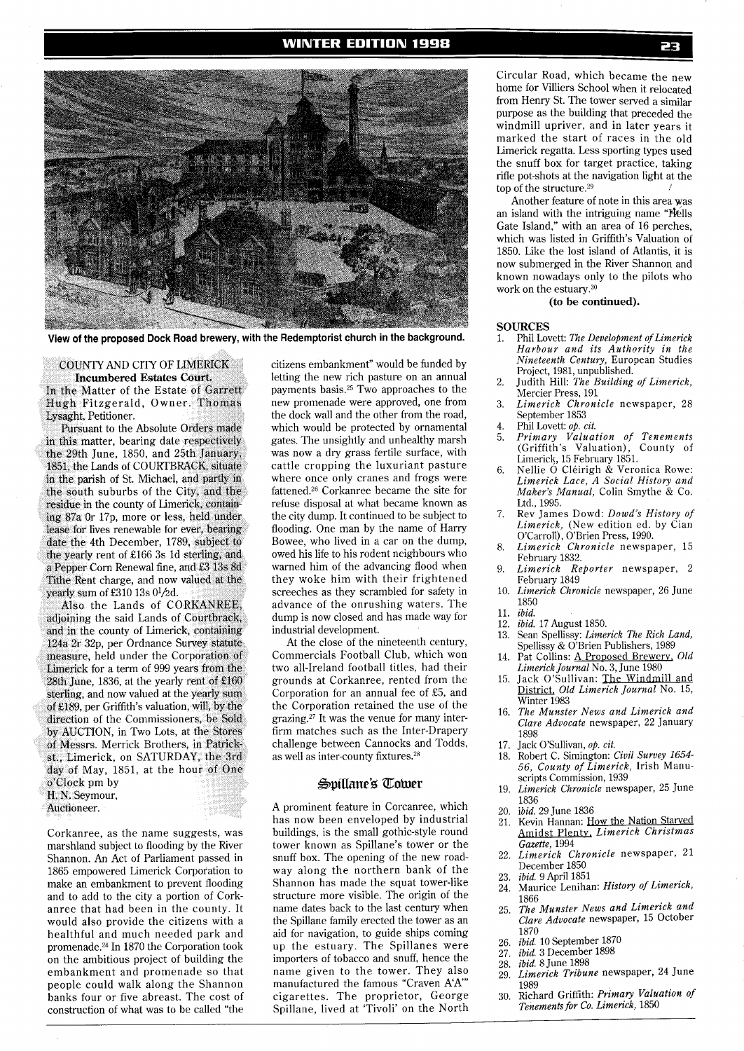View of the proposed Dock Road brewery, with the Redemptorist church in the background.

COUNTY AND CITY OF LIMERICK
**Incumbered Estates Court.**
In the Matter of the Estate of Garrett Hugh Fitzgerald, Owner. Thomas Lysaght, Petitioner.

Pursuant to the Absolute Orders made in this matter, bearing date respectively the 29th June, 1850, and 25th January, 1851, the Lands of COURTBRACK, situate in the parish of St. Michael, and partly in the south suburbs of the City, and the residue in the county of Limerick, containing 87a 0r 17p, more or less, held under lease for lives renewable for ever, bearing date the 4th December, 1789, subject to the yearly rent of £166 3s 1d sterling, and a Pepper Corn Renewal fine, and £3 13s 8d Tithe Rent charge, and now valued at the yearly sum of £310 13s 0½d.

Also the Lands of CORKANREE, adjoining the said Lands of Courtbrack, and in the county of Limerick, containing 124a 2r 32p, per Ordnance Survey statute measure, held under the Corporation of Limerick for a term of 999 years from the 28th June, 1836, at the yearly rent of £160 sterling, and now valued at the yearly sum of £189, per Griffith's valuation, will, by the direction of the Commissioners, be Sold by AUCTION, in Two Lots, at the Stores of Messrs. Merrick Brothers, in Patrick-st., Limerick, on SATURDAY, the 3rd day of May, 1851, at the hour of One o'Clock pm by
H. N. Seymour,
Auctioneer.

Corkanree, as the name suggests, was marshland subject to flooding by the River Shannon. An Act of Parliament passed in 1865 empowered Limerick Corporation to make an embankment to prevent flooding and to add to the city a portion of Corkanree that had been in the county. It would also provide the citizens with a healthful and much needed park and promenade.[24] In 1870 the Corporation took on the ambitious project of building the embankment and promenade so that people could walk along the Shannon banks four or five abreast. The cost of construction of what was to be called "the citizens embankment" would be funded by letting the new rich pasture on an annual payments basis.[25] Two approaches to the new promenade were approved, one from the dock wall and the other from the road, which would be protected by ornamental gates. The unsightly and unhealthy marsh was now a dry grass fertile surface, with cattle cropping the luxuriant pasture where once only cranes and frogs were fattened.[26] Corkanree became the site for refuse disposal at what became known as the city dump. It continued to be subject to flooding. One man by the name of Harry Bowee, who lived in a car on the dump, owed his life to his rodent neighbours who warned him of the advancing flood when they woke him with their frightened screeches as they scrambled for safety in advance of the onrushing waters. The dump is now closed and has made way for industrial development.

At the close of the nineteenth century, Commercials Football Club, which won two all-Ireland football titles, had their grounds at Corkanree, rented from the Corporation for an annual fee of £5, and the Corporation retained the use of the grazing.[27] It was the venue for many inter-firm matches such as the Inter-Drapery challenge between Cannocks and Todds, as well as inter-county fixtures.[28]

## Spillane's Tower

A prominent feature in Corcanree, which has now been enveloped by industrial buildings, is the small gothic-style round tower known as Spillane's tower or the snuff box. The opening of the new roadway along the northern bank of the Shannon has made the squat tower-like structure more visible. The origin of the name dates back to the last century when the Spillane family erected the tower as an aid for navigation, to guide ships coming up the estuary. The Spillanes were importers of tobacco and snuff, hence the name given to the tower. They also manufactured the famous "Craven A'A'" cigarettes. The proprietor, George Spillane, lived at 'Tivoli' on the North Circular Road, which became the new home for Villiers School when it relocated from Henry St. The tower served a similar purpose as the building that preceded the windmill upriver, and in later years it marked the start of races in the old Limerick regatta. Less sporting types used the snuff box for target practice, taking rifle pot-shots at the navigation light at the top of the structure.[29]

Another feature of note in this area was an island with the intriguing name "Hells Gate Island," with an area of 16 perches, which was listed in Griffith's Valuation of 1850. Like the lost island of Atlantis, it is now submerged in the River Shannon and known nowadays only to the pilots who work on the estuary.[30]

**(to be continued).**

### SOURCES

1. Phil Lovett: *The Development of Limerick Harbour and its Authority in the Nineteenth Century,* European Studies Project, 1981, unpublished.
2. Judith Hill: *The Building of Limerick,* Mercier Press, 191
3. *Limerick Chronicle* newspaper, 28 September 1853
4. Phil Lovett: *op. cit.*
5. *Primary Valuation of Tenements* (Griffith's Valuation), County of Limerick, 15 February 1851.
6. Nellie Ó Cléirigh & Veronica Rowe: *Limerick Lace, A Social History and Maker's Manual,* Colin Smythe & Co. Ltd., 1995.
7. Rev James Dowd: *Dowd's History of Limerick,* (New edition ed. by Cian O'Carroll), O'Brien Press, 1990.
8. *Limerick Chronicle* newspaper, 15 February 1832.
9. *Limerick Reporter* newspaper, 2 February 1849
10. *Limerick Chronicle* newspaper, 26 June 1850
11. *ibid.*
12. *ibid.* 17 August 1850.
13. Sean Spellissy: *Limerick The Rich Land,* Spellissy & O'Brien Publishers, 1989
14. Pat Collins: A Proposed Brewery, *Old Limerick Journal* No. 3, June 1980
15. Jack O'Sullivan: The Windmill and District, *Old Limerick Journal* No. 15, Winter 1983
16. *The Munster News and Limerick and Clare Advocate* newspaper, 22 January 1898
17. Jack O'Sullivan, *op. cit.*
18. Robert C. Simington: *Civil Survey 1654-56, County of Limerick,* Irish Manuscripts Commission, 1939
19. *Limerick Chronicle* newspaper, 25 June 1836
20. *ibid.* 29 June 1836
21. Kevin Hannan: How the Nation Starved Amidst Plenty, *Limerick Christmas Gazette,* 1994
22. *Limerick Chronicle* newspaper, 21 December 1850
23. *ibid.* 9 April 1851
24. Maurice Lenihan: *History of Limerick,* 1866
25. *The Munster News and Limerick and Clare Advocate* newspaper, 15 October 1870
26. *ibid.* 10 September 1870
27. *ibid.* 3 December 1898
28. *ibid.* 8 June 1898
29. *Limerick Tribune* newspaper, 24 June 1989
30. Richard Griffith: *Primary Valuation of Tenements for Co. Limerick,* 1850